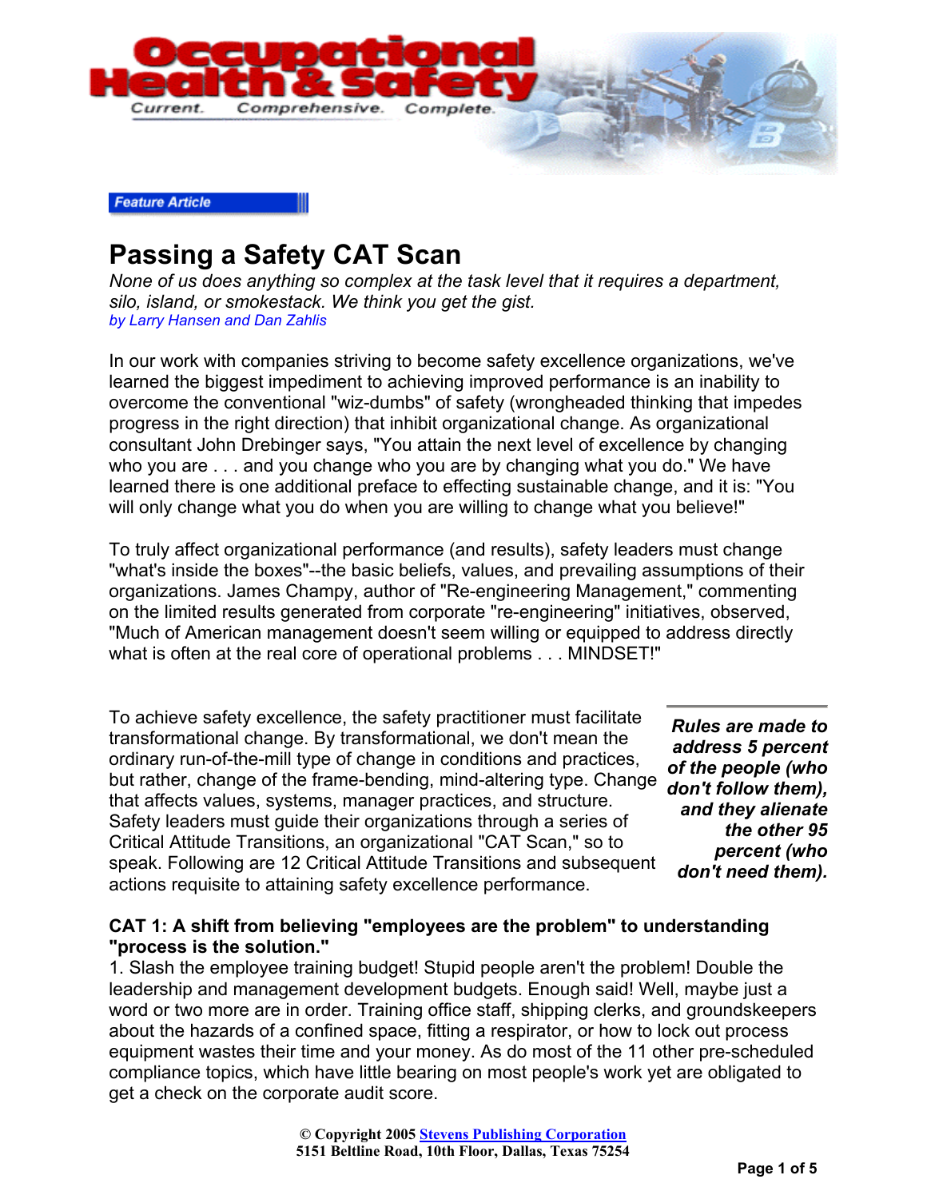Feature Article

# Passing a Safety CAT Scan

*None of us does anything so complex at the task level that it requires a department, silo, island, or smokestack. We think you get the gist.*

*by Larry Hansen and Dan Zahlis*

In our work with companies striving to become safety excellence organizations, we've learned the biggest impediment to achieving improved performance is an inability to overcome the conventional "wiz-dumbs" of safety (wrongheaded thinking that impedes progress in the right direction) that inhibit organizational change. As organizational consultant John Drebinger says, "You attain the next level of excellence by changing who you are . . . and you change who you are by changing what you do." We have learned there is one additional preface to effecting sustainable change, and it is: "You will only change what you do when you are willing to change what you believe!"

To truly affect organizational performance (and results), safety leaders must change "what's inside the boxes"--the basic beliefs, values, and prevailing assumptions of their organizations. James Champy, author of "Re-engineering Management," commenting on the limited results generated from corporate "re-engineering" initiatives, observed, "Much of American management doesn't seem willing or equipped to address directly what is often at the real core of operational problems . . . MINDSET!"

To achieve safety excellence, the safety practitioner must facilitate transformational change. By transformational, we don't mean the ordinary run-of-the-mill type of change in conditions and practices, but rather, change of the frame-bending, mind-altering type. Change that affects values, systems, manager practices, and structure. Safety leaders must guide their organizations through a series of Critical Attitude Transitions, an organizational "CAT Scan," so to speak. Following are 12 Critical Attitude Transitions and subsequent actions requisite to attaining safety excellence performance.

***Rules are made to address 5 percent of the people (who don't follow them), and they alienate the other 95 percent (who don't need them).***

**CAT 1: A shift from believing "employees are the problem" to understanding "process is the solution."**

1. Slash the employee training budget! Stupid people aren't the problem! Double the leadership and management development budgets. Enough said! Well, maybe just a word or two more are in order. Training office staff, shipping clerks, and groundskeepers about the hazards of a confined space, fitting a respirator, or how to lock out process equipment wastes their time and your money. As do most of the 11 other pre-scheduled compliance topics, which have little bearing on most people's work yet are obligated to get a check on the corporate audit score.

© Copyright 2005 Stevens Publishing Corporation
5151 Beltline Road, 10th Floor, Dallas, Texas 75254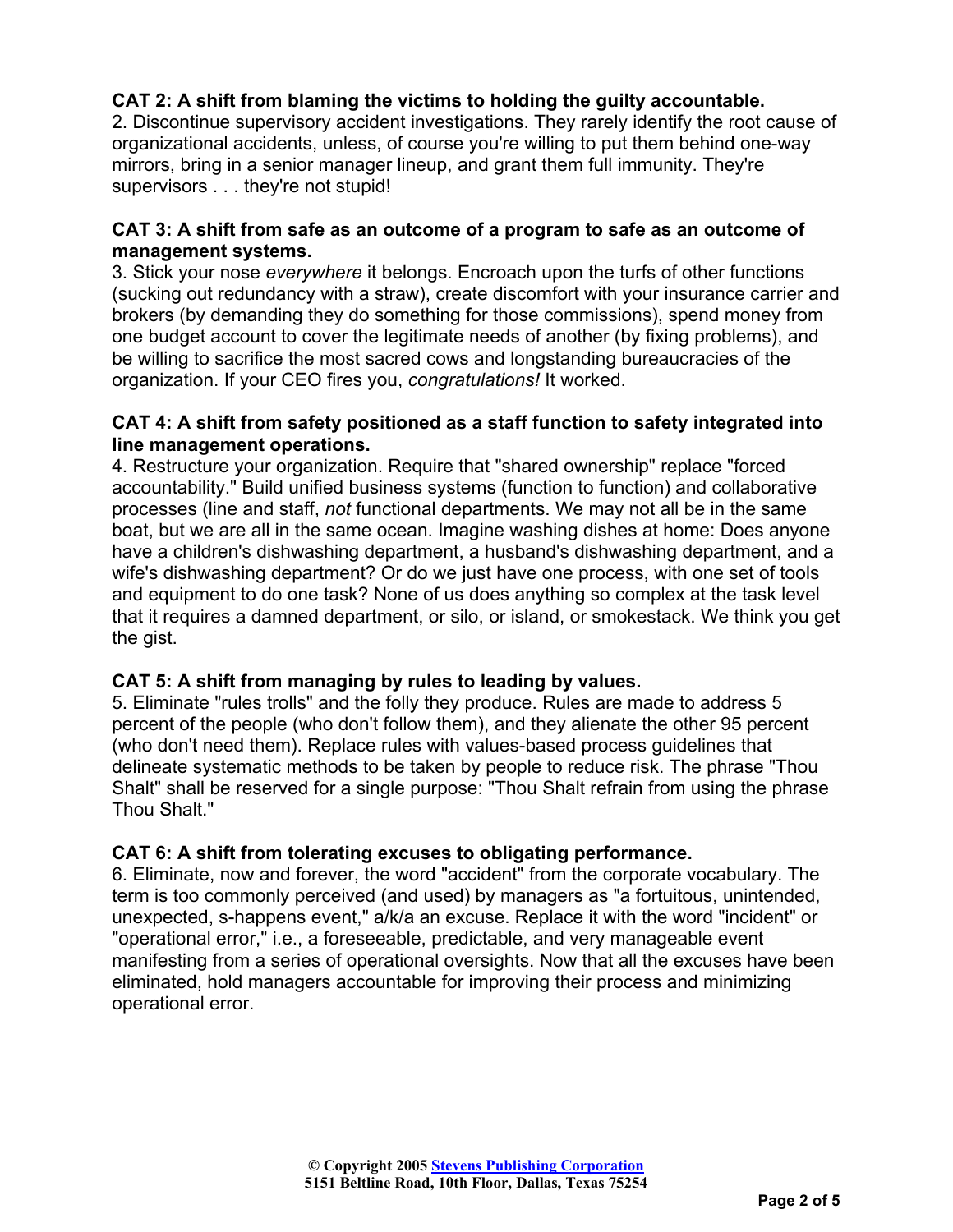**CAT 2: A shift from blaming the victims to holding the guilty accountable.**

2. Discontinue supervisory accident investigations. They rarely identify the root cause of organizational accidents, unless, of course you're willing to put them behind one-way mirrors, bring in a senior manager lineup, and grant them full immunity. They're supervisors . . . they're not stupid!

**CAT 3: A shift from safe as an outcome of a program to safe as an outcome of management systems.**

3. Stick your nose *everywhere* it belongs. Encroach upon the turfs of other functions (sucking out redundancy with a straw), create discomfort with your insurance carrier and brokers (by demanding they do something for those commissions), spend money from one budget account to cover the legitimate needs of another (by fixing problems), and be willing to sacrifice the most sacred cows and longstanding bureaucracies of the organization. If your CEO fires you, *congratulations!* It worked.

**CAT 4: A shift from safety positioned as a staff function to safety integrated into line management operations.**

4. Restructure your organization. Require that "shared ownership" replace "forced accountability." Build unified business systems (function to function) and collaborative processes (line and staff, *not* functional departments. We may not all be in the same boat, but we are all in the same ocean. Imagine washing dishes at home: Does anyone have a children's dishwashing department, a husband's dishwashing department, and a wife's dishwashing department? Or do we just have one process, with one set of tools and equipment to do one task? None of us does anything so complex at the task level that it requires a damned department, or silo, or island, or smokestack. We think you get the gist.

**CAT 5: A shift from managing by rules to leading by values.**

5. Eliminate "rules trolls" and the folly they produce. Rules are made to address 5 percent of the people (who don't follow them), and they alienate the other 95 percent (who don't need them). Replace rules with values-based process guidelines that delineate systematic methods to be taken by people to reduce risk. The phrase "Thou Shalt" shall be reserved for a single purpose: "Thou Shalt refrain from using the phrase Thou Shalt."

**CAT 6: A shift from tolerating excuses to obligating performance.**

6. Eliminate, now and forever, the word "accident" from the corporate vocabulary. The term is too commonly perceived (and used) by managers as "a fortuitous, unintended, unexpected, s-happens event," a/k/a an excuse. Replace it with the word "incident" or "operational error," i.e., a foreseeable, predictable, and very manageable event manifesting from a series of operational oversights. Now that all the excuses have been eliminated, hold managers accountable for improving their process and minimizing operational error.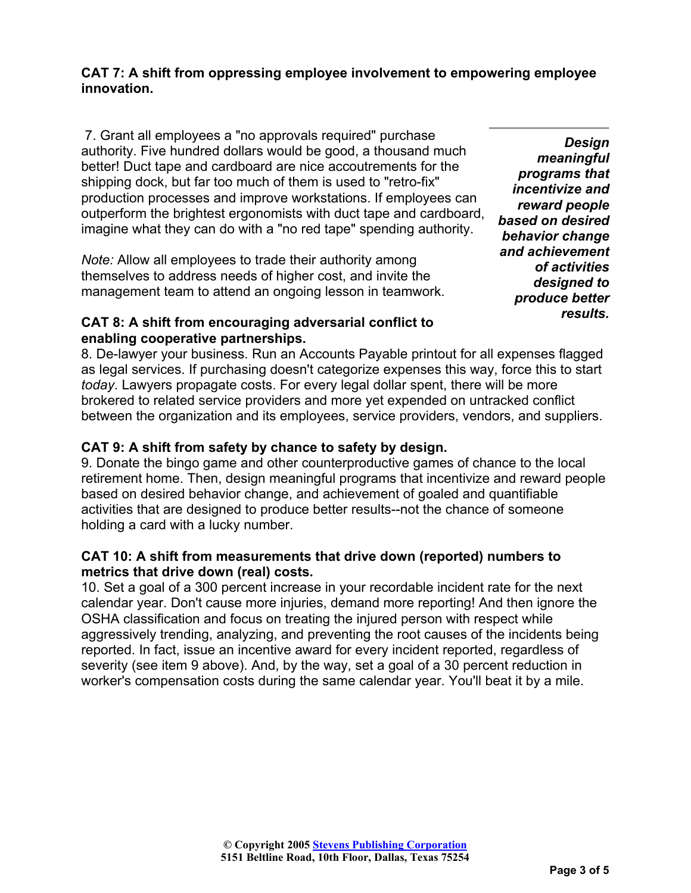**CAT 7: A shift from oppressing employee involvement to empowering employee innovation.**

7. Grant all employees a "no approvals required" purchase authority. Five hundred dollars would be good, a thousand much better! Duct tape and cardboard are nice accoutrements for the shipping dock, but far too much of them is used to "retro-fix" production processes and improve workstations. If employees can outperform the brightest ergonomists with duct tape and cardboard, imagine what they can do with a "no red tape" spending authority.

*Note:* Allow all employees to trade their authority among themselves to address needs of higher cost, and invite the management team to attend an ongoing lesson in teamwork.

***Design meaningful programs that incentivize and reward people based on desired behavior change and achievement of activities designed to produce better results.***

**CAT 8: A shift from encouraging adversarial conflict to enabling cooperative partnerships.**

8. De-lawyer your business. Run an Accounts Payable printout for all expenses flagged as legal services. If purchasing doesn't categorize expenses this way, force this to start *today*. Lawyers propagate costs. For every legal dollar spent, there will be more brokered to related service providers and more yet expended on untracked conflict between the organization and its employees, service providers, vendors, and suppliers.

**CAT 9: A shift from safety by chance to safety by design.**

9. Donate the bingo game and other counterproductive games of chance to the local retirement home. Then, design meaningful programs that incentivize and reward people based on desired behavior change, and achievement of goaled and quantifiable activities that are designed to produce better results--not the chance of someone holding a card with a lucky number.

**CAT 10: A shift from measurements that drive down (reported) numbers to metrics that drive down (real) costs.**

10. Set a goal of a 300 percent increase in your recordable incident rate for the next calendar year. Don't cause more injuries, demand more reporting! And then ignore the OSHA classification and focus on treating the injured person with respect while aggressively trending, analyzing, and preventing the root causes of the incidents being reported. In fact, issue an incentive award for every incident reported, regardless of severity (see item 9 above). And, by the way, set a goal of a 30 percent reduction in worker's compensation costs during the same calendar year. You'll beat it by a mile.

**© Copyright 2005 Stevens Publishing Corporation**
**5151 Beltline Road, 10th Floor, Dallas, Texas 75254**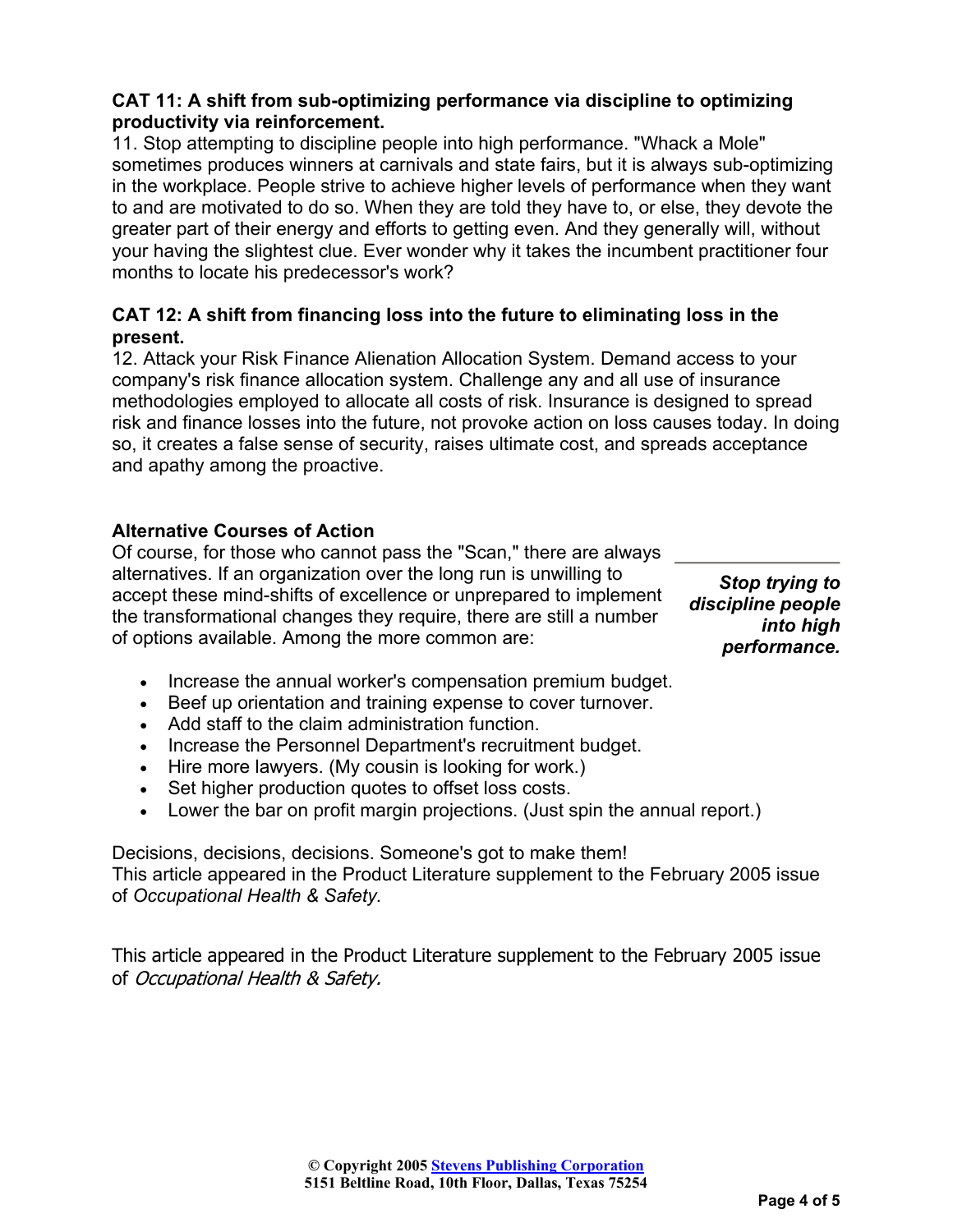**CAT 11: A shift from sub-optimizing performance via discipline to optimizing productivity via reinforcement.**

11. Stop attempting to discipline people into high performance. "Whack a Mole" sometimes produces winners at carnivals and state fairs, but it is always sub-optimizing in the workplace. People strive to achieve higher levels of performance when they want to and are motivated to do so. When they are told they have to, or else, they devote the greater part of their energy and efforts to getting even. And they generally will, without your having the slightest clue. Ever wonder why it takes the incumbent practitioner four months to locate his predecessor's work?

**CAT 12: A shift from financing loss into the future to eliminating loss in the present.**

12. Attack your Risk Finance Alienation Allocation System. Demand access to your company's risk finance allocation system. Challenge any and all use of insurance methodologies employed to allocate all costs of risk. Insurance is designed to spread risk and finance losses into the future, not provoke action on loss causes today. In doing so, it creates a false sense of security, raises ultimate cost, and spreads acceptance and apathy among the proactive.

**Alternative Courses of Action**

Of course, for those who cannot pass the "Scan," there are always alternatives. If an organization over the long run is unwilling to accept these mind-shifts of excellence or unprepared to implement the transformational changes they require, there are still a number of options available. Among the more common are:

***Stop trying to discipline people into high performance.***

- Increase the annual worker's compensation premium budget.
- Beef up orientation and training expense to cover turnover.
- Add staff to the claim administration function.
- Increase the Personnel Department's recruitment budget.
- Hire more lawyers. (My cousin is looking for work.)
- Set higher production quotes to offset loss costs.
- Lower the bar on profit margin projections. (Just spin the annual report.)

Decisions, decisions, decisions. Someone's got to make them!

This article appeared in the Product Literature supplement to the February 2005 issue of *Occupational Health & Safety*.

This article appeared in the Product Literature supplement to the February 2005 issue of *Occupational Health & Safety.*

**© Copyright 2005 Stevens Publishing Corporation**
**5151 Beltline Road, 10th Floor, Dallas, Texas 75254**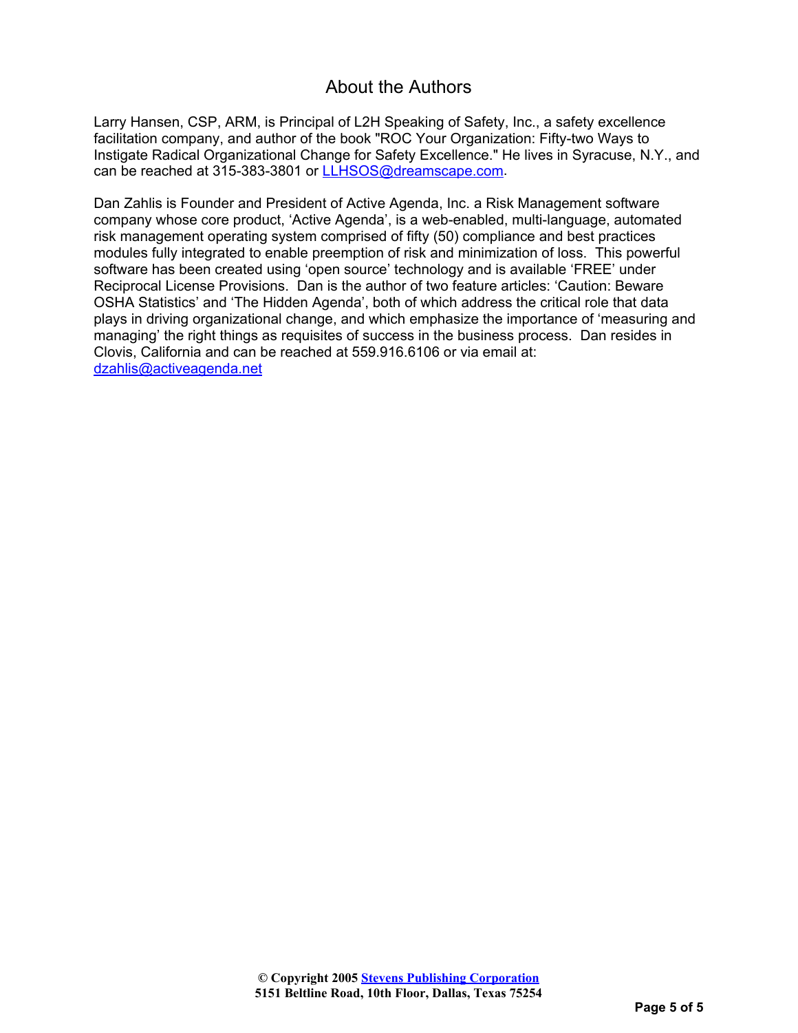## About the Authors

Larry Hansen, CSP, ARM, is Principal of L2H Speaking of Safety, Inc., a safety excellence facilitation company, and author of the book "ROC Your Organization: Fifty-two Ways to Instigate Radical Organizational Change for Safety Excellence." He lives in Syracuse, N.Y., and can be reached at 315-383-3801 or LLHSOS@dreamscape.com.

Dan Zahlis is Founder and President of Active Agenda, Inc. a Risk Management software company whose core product, 'Active Agenda', is a web-enabled, multi-language, automated risk management operating system comprised of fifty (50) compliance and best practices modules fully integrated to enable preemption of risk and minimization of loss. This powerful software has been created using 'open source' technology and is available 'FREE' under Reciprocal License Provisions. Dan is the author of two feature articles: 'Caution: Beware OSHA Statistics' and 'The Hidden Agenda', both of which address the critical role that data plays in driving organizational change, and which emphasize the importance of 'measuring and managing' the right things as requisites of success in the business process. Dan resides in Clovis, California and can be reached at 559.916.6106 or via email at: dzahlis@activeagenda.net

**© Copyright 2005 Stevens Publishing Corporation**
**5151 Beltline Road, 10th Floor, Dallas, Texas 75254**